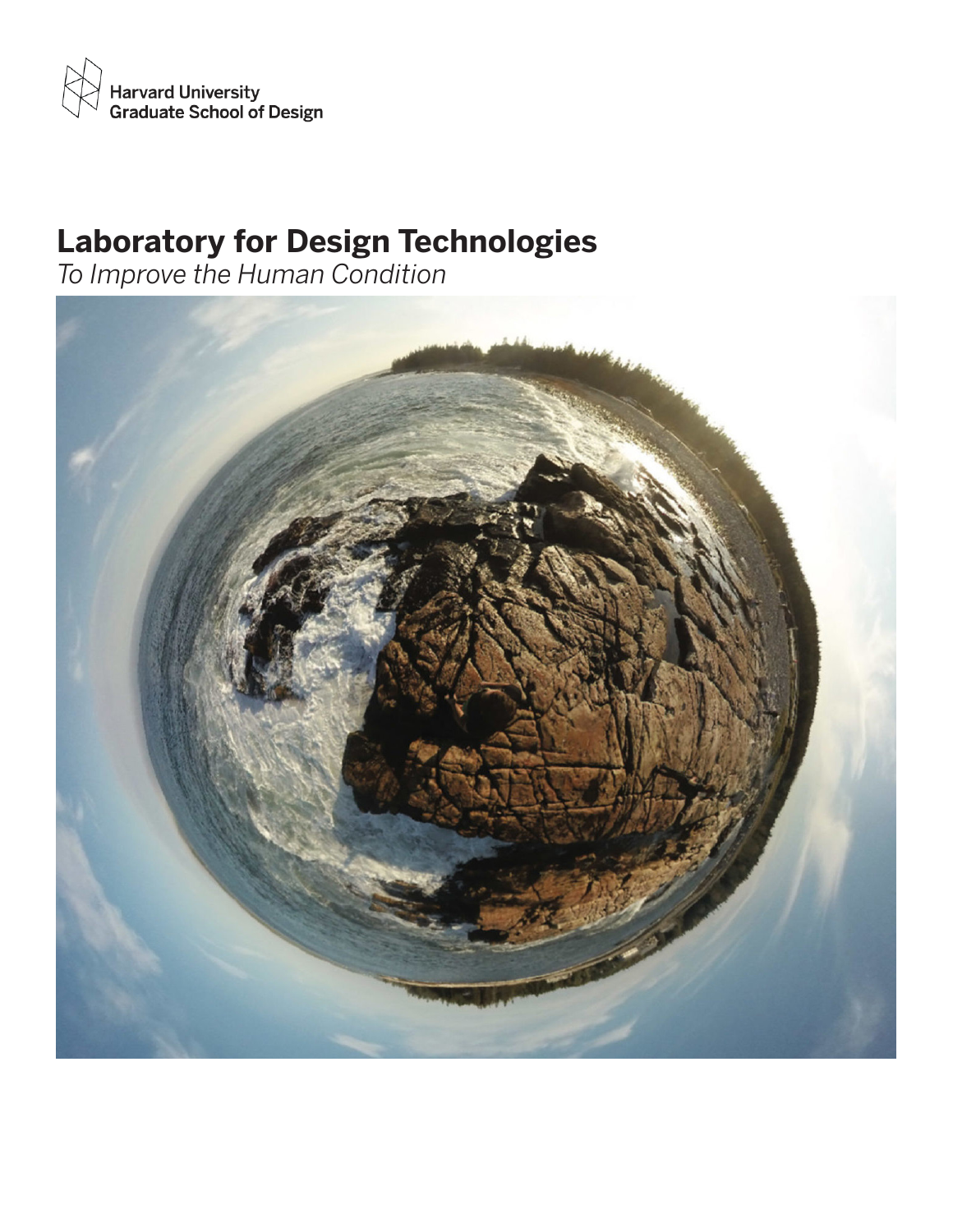Harvard University
Graduate School of Design

# Laboratory for Design Technologies

*To Improve the Human Condition*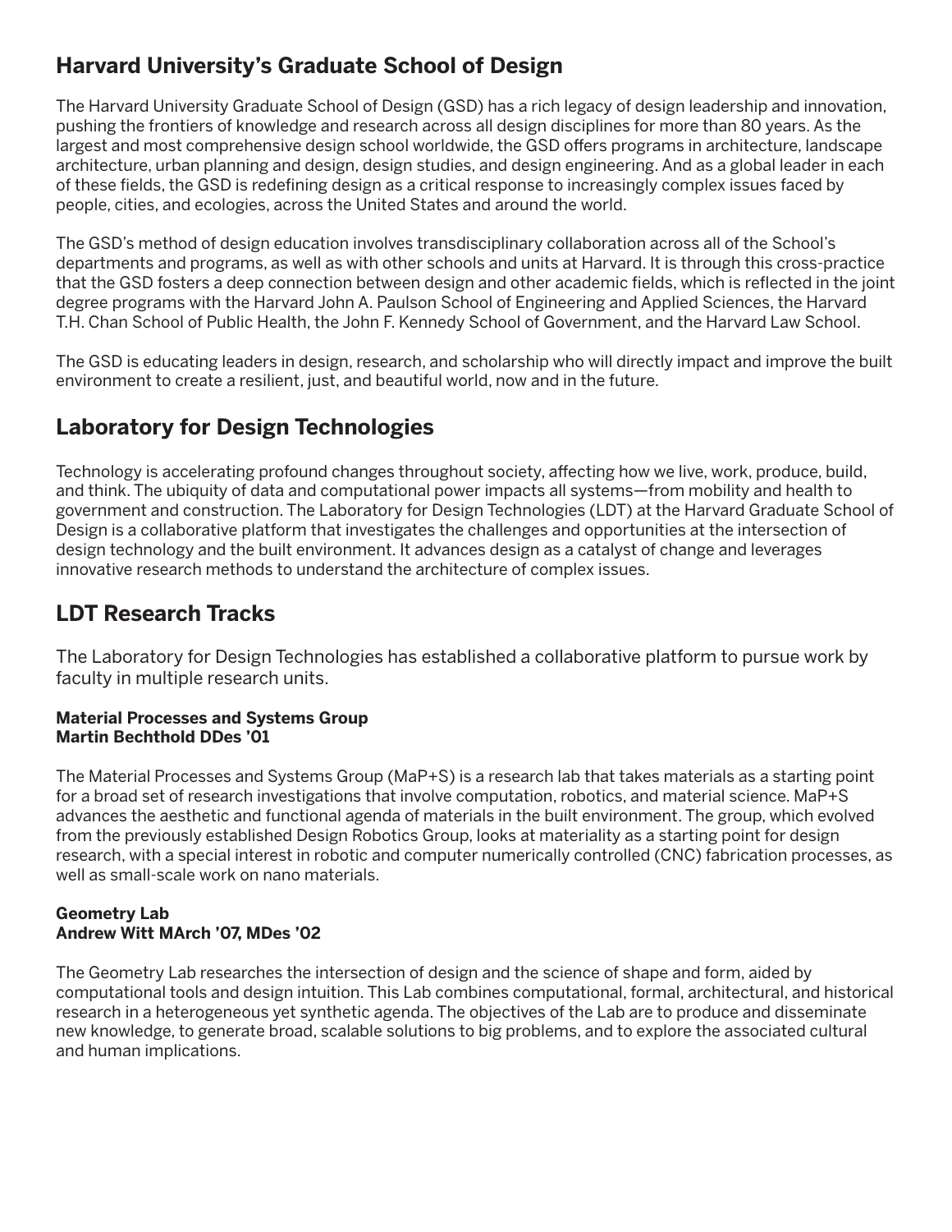## Harvard University's Graduate School of Design

The Harvard University Graduate School of Design (GSD) has a rich legacy of design leadership and innovation, pushing the frontiers of knowledge and research across all design disciplines for more than 80 years. As the largest and most comprehensive design school worldwide, the GSD offers programs in architecture, landscape architecture, urban planning and design, design studies, and design engineering. And as a global leader in each of these fields, the GSD is redefining design as a critical response to increasingly complex issues faced by people, cities, and ecologies, across the United States and around the world.

The GSD's method of design education involves transdisciplinary collaboration across all of the School's departments and programs, as well as with other schools and units at Harvard. It is through this cross-practice that the GSD fosters a deep connection between design and other academic fields, which is reflected in the joint degree programs with the Harvard John A. Paulson School of Engineering and Applied Sciences, the Harvard T.H. Chan School of Public Health, the John F. Kennedy School of Government, and the Harvard Law School.

The GSD is educating leaders in design, research, and scholarship who will directly impact and improve the built environment to create a resilient, just, and beautiful world, now and in the future.

## Laboratory for Design Technologies

Technology is accelerating profound changes throughout society, affecting how we live, work, produce, build, and think. The ubiquity of data and computational power impacts all systems—from mobility and health to government and construction. The Laboratory for Design Technologies (LDT) at the Harvard Graduate School of Design is a collaborative platform that investigates the challenges and opportunities at the intersection of design technology and the built environment. It advances design as a catalyst of change and leverages innovative research methods to understand the architecture of complex issues.

## LDT Research Tracks

The Laboratory for Design Technologies has established a collaborative platform to pursue work by faculty in multiple research units.

**Material Processes and Systems Group**
**Martin Bechthold DDes '01**

The Material Processes and Systems Group (MaP+S) is a research lab that takes materials as a starting point for a broad set of research investigations that involve computation, robotics, and material science. MaP+S advances the aesthetic and functional agenda of materials in the built environment. The group, which evolved from the previously established Design Robotics Group, looks at materiality as a starting point for design research, with a special interest in robotic and computer numerically controlled (CNC) fabrication processes, as well as small-scale work on nano materials.

**Geometry Lab**
**Andrew Witt MArch '07, MDes '02**

The Geometry Lab researches the intersection of design and the science of shape and form, aided by computational tools and design intuition. This Lab combines computational, formal, architectural, and historical research in a heterogeneous yet synthetic agenda. The objectives of the Lab are to produce and disseminate new knowledge, to generate broad, scalable solutions to big problems, and to explore the associated cultural and human implications.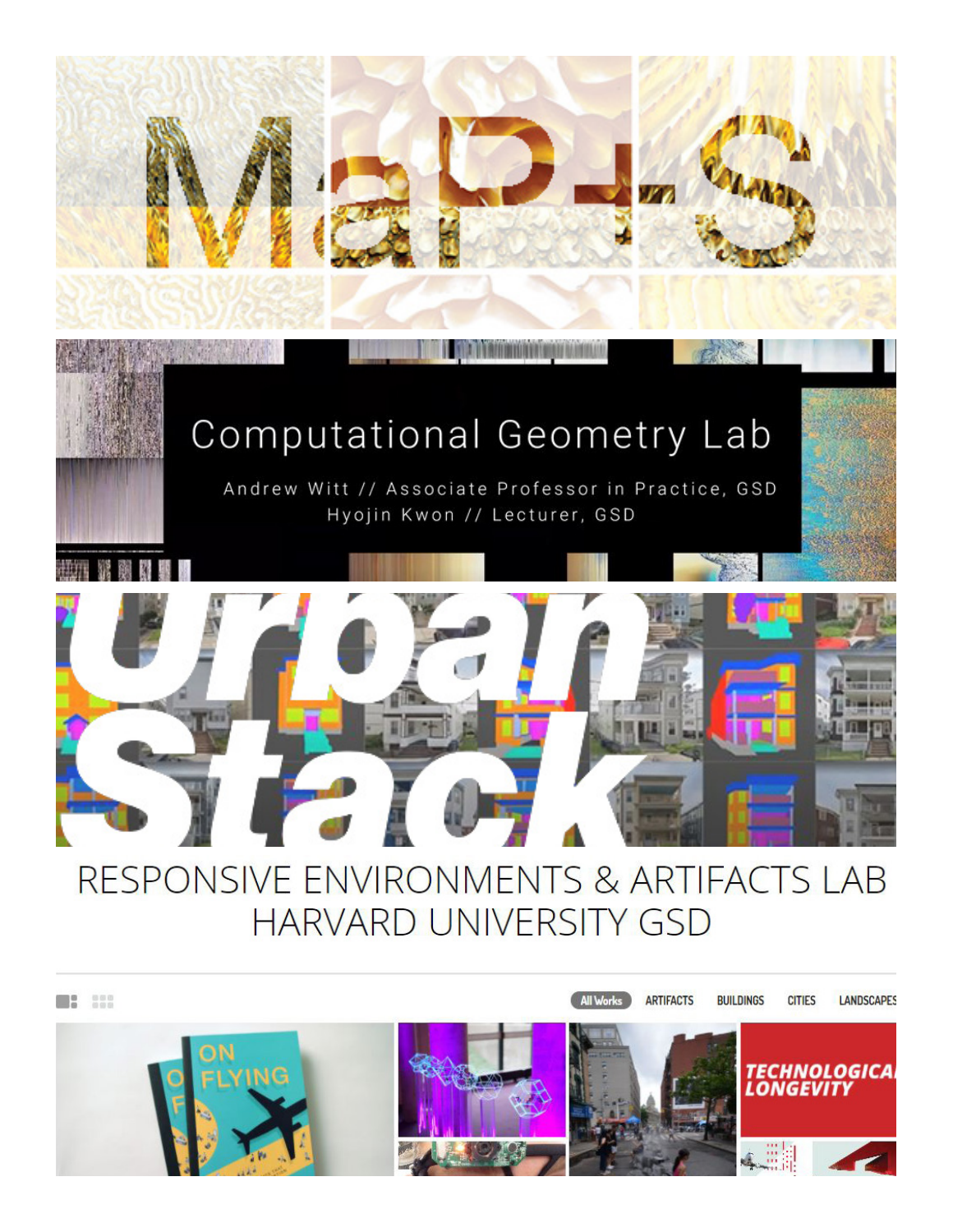# Computational Geometry Lab

Andrew Witt // Associate Professor in Practice, GSD
Hyojin Kwon // Lecturer, GSD

# Urban Stack

# RESPONSIVE ENVIRONMENTS & ARTIFACTS LAB
# HARVARD UNIVERSITY GSD

All Works ARTIFACTS BUILDINGS CITIES LANDSCAPES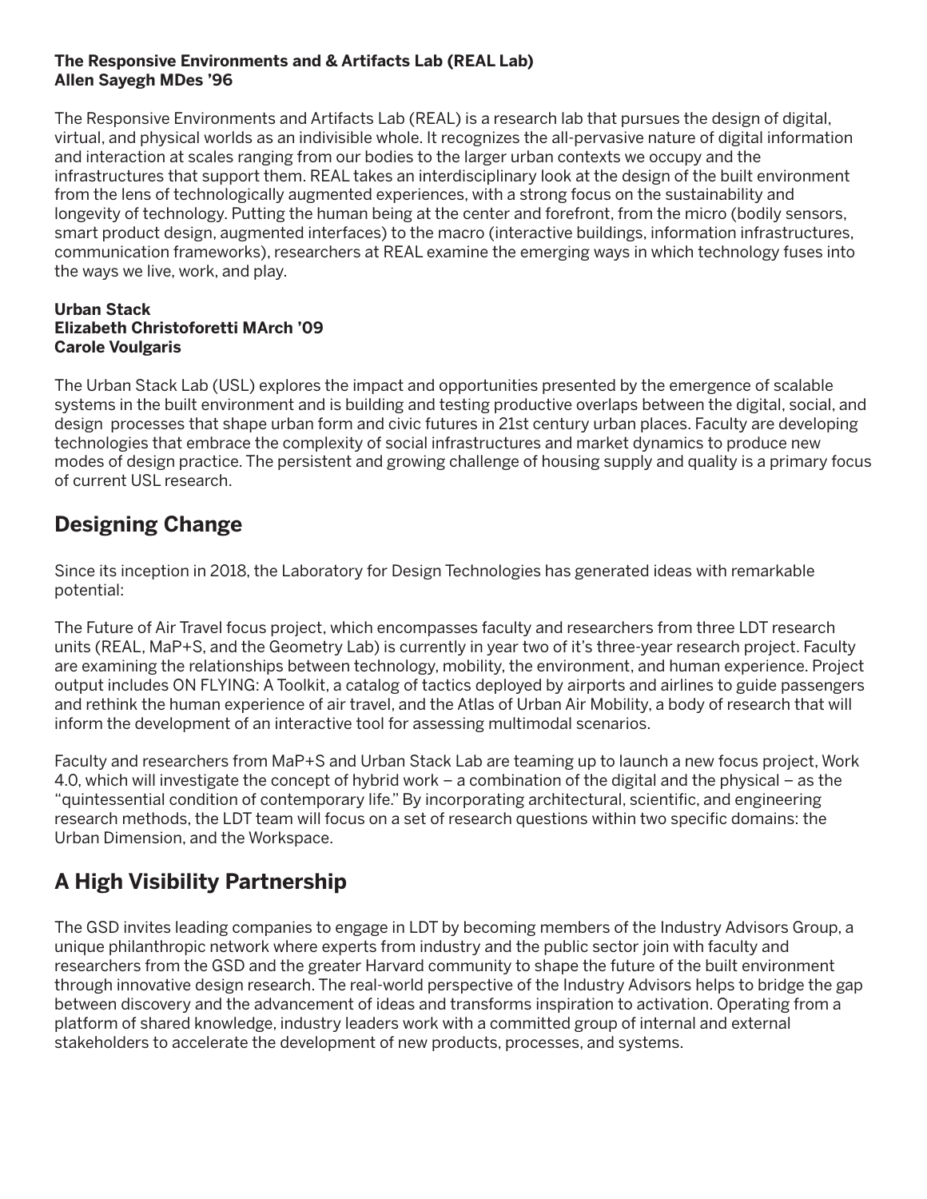**The Responsive Environments and & Artifacts Lab (REAL Lab)**
**Allen Sayegh MDes '96**

The Responsive Environments and Artifacts Lab (REAL) is a research lab that pursues the design of digital, virtual, and physical worlds as an indivisible whole. It recognizes the all-pervasive nature of digital information and interaction at scales ranging from our bodies to the larger urban contexts we occupy and the infrastructures that support them. REAL takes an interdisciplinary look at the design of the built environment from the lens of technologically augmented experiences, with a strong focus on the sustainability and longevity of technology. Putting the human being at the center and forefront, from the micro (bodily sensors, smart product design, augmented interfaces) to the macro (interactive buildings, information infrastructures, communication frameworks), researchers at REAL examine the emerging ways in which technology fuses into the ways we live, work, and play.

**Urban Stack**
**Elizabeth Christoforetti MArch '09**
**Carole Voulgaris**

The Urban Stack Lab (USL) explores the impact and opportunities presented by the emergence of scalable systems in the built environment and is building and testing productive overlaps between the digital, social, and design processes that shape urban form and civic futures in 21st century urban places. Faculty are developing technologies that embrace the complexity of social infrastructures and market dynamics to produce new modes of design practice. The persistent and growing challenge of housing supply and quality is a primary focus of current USL research.

## Designing Change

Since its inception in 2018, the Laboratory for Design Technologies has generated ideas with remarkable potential:

The Future of Air Travel focus project, which encompasses faculty and researchers from three LDT research units (REAL, MaP+S, and the Geometry Lab) is currently in year two of it's three-year research project. Faculty are examining the relationships between technology, mobility, the environment, and human experience. Project output includes ON FLYING: A Toolkit, a catalog of tactics deployed by airports and airlines to guide passengers and rethink the human experience of air travel, and the Atlas of Urban Air Mobility, a body of research that will inform the development of an interactive tool for assessing multimodal scenarios.

Faculty and researchers from MaP+S and Urban Stack Lab are teaming up to launch a new focus project, Work 4.0, which will investigate the concept of hybrid work – a combination of the digital and the physical – as the "quintessential condition of contemporary life." By incorporating architectural, scientific, and engineering research methods, the LDT team will focus on a set of research questions within two specific domains: the Urban Dimension, and the Workspace.

## A High Visibility Partnership

The GSD invites leading companies to engage in LDT by becoming members of the Industry Advisors Group, a unique philanthropic network where experts from industry and the public sector join with faculty and researchers from the GSD and the greater Harvard community to shape the future of the built environment through innovative design research. The real-world perspective of the Industry Advisors helps to bridge the gap between discovery and the advancement of ideas and transforms inspiration to activation. Operating from a platform of shared knowledge, industry leaders work with a committed group of internal and external stakeholders to accelerate the development of new products, processes, and systems.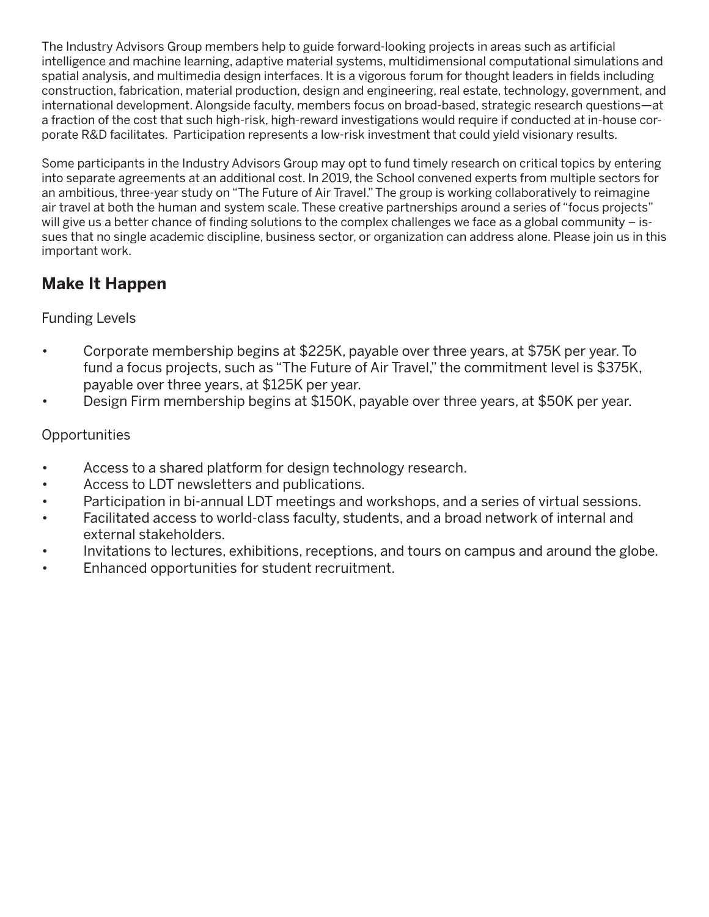The Industry Advisors Group members help to guide forward-looking projects in areas such as artificial intelligence and machine learning, adaptive material systems, multidimensional computational simulations and spatial analysis, and multimedia design interfaces. It is a vigorous forum for thought leaders in fields including construction, fabrication, material production, design and engineering, real estate, technology, government, and international development. Alongside faculty, members focus on broad-based, strategic research questions—at a fraction of the cost that such high-risk, high-reward investigations would require if conducted at in-house corporate R&D facilitates. Participation represents a low-risk investment that could yield visionary results.

Some participants in the Industry Advisors Group may opt to fund timely research on critical topics by entering into separate agreements at an additional cost. In 2019, the School convened experts from multiple sectors for an ambitious, three-year study on "The Future of Air Travel." The group is working collaboratively to reimagine air travel at both the human and system scale. These creative partnerships around a series of "focus projects" will give us a better chance of finding solutions to the complex challenges we face as a global community – issues that no single academic discipline, business sector, or organization can address alone. Please join us in this important work.

## Make It Happen

Funding Levels

- Corporate membership begins at $225K, payable over three years, at $75K per year. To fund a focus projects, such as "The Future of Air Travel," the commitment level is $375K, payable over three years, at $125K per year.
- Design Firm membership begins at $150K, payable over three years, at $50K per year.

Opportunities

- Access to a shared platform for design technology research.
- Access to LDT newsletters and publications.
- Participation in bi-annual LDT meetings and workshops, and a series of virtual sessions.
- Facilitated access to world-class faculty, students, and a broad network of internal and external stakeholders.
- Invitations to lectures, exhibitions, receptions, and tours on campus and around the globe.
- Enhanced opportunities for student recruitment.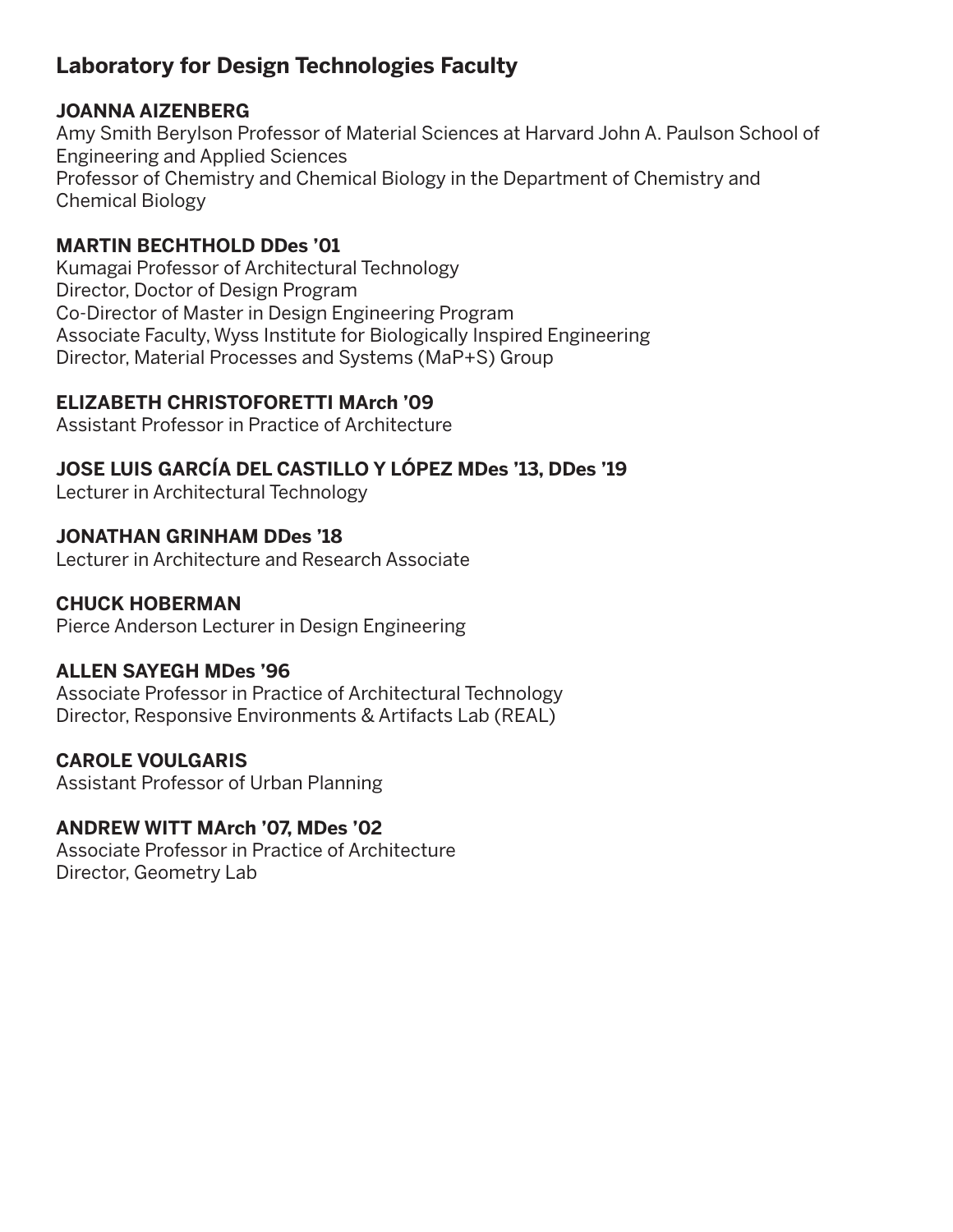## Laboratory for Design Technologies Faculty

**JOANNA AIZENBERG**
Amy Smith Berylson Professor of Material Sciences at Harvard John A. Paulson School of Engineering and Applied Sciences
Professor of Chemistry and Chemical Biology in the Department of Chemistry and Chemical Biology

**MARTIN BECHTHOLD DDes ’01**
Kumagai Professor of Architectural Technology
Director, Doctor of Design Program
Co-Director of Master in Design Engineering Program
Associate Faculty, Wyss Institute for Biologically Inspired Engineering
Director, Material Processes and Systems (MaP+S) Group

**ELIZABETH CHRISTOFORETTI MArch ’09**
Assistant Professor in Practice of Architecture

**JOSE LUIS GARCÍA DEL CASTILLO Y LÓPEZ MDes ’13, DDes ’19**
Lecturer in Architectural Technology

**JONATHAN GRINHAM DDes ’18**
Lecturer in Architecture and Research Associate

**CHUCK HOBERMAN**
Pierce Anderson Lecturer in Design Engineering

**ALLEN SAYEGH MDes ’96**
Associate Professor in Practice of Architectural Technology
Director, Responsive Environments & Artifacts Lab (REAL)

**CAROLE VOULGARIS**
Assistant Professor of Urban Planning

**ANDREW WITT MArch ’07, MDes ’02**
Associate Professor in Practice of Architecture
Director, Geometry Lab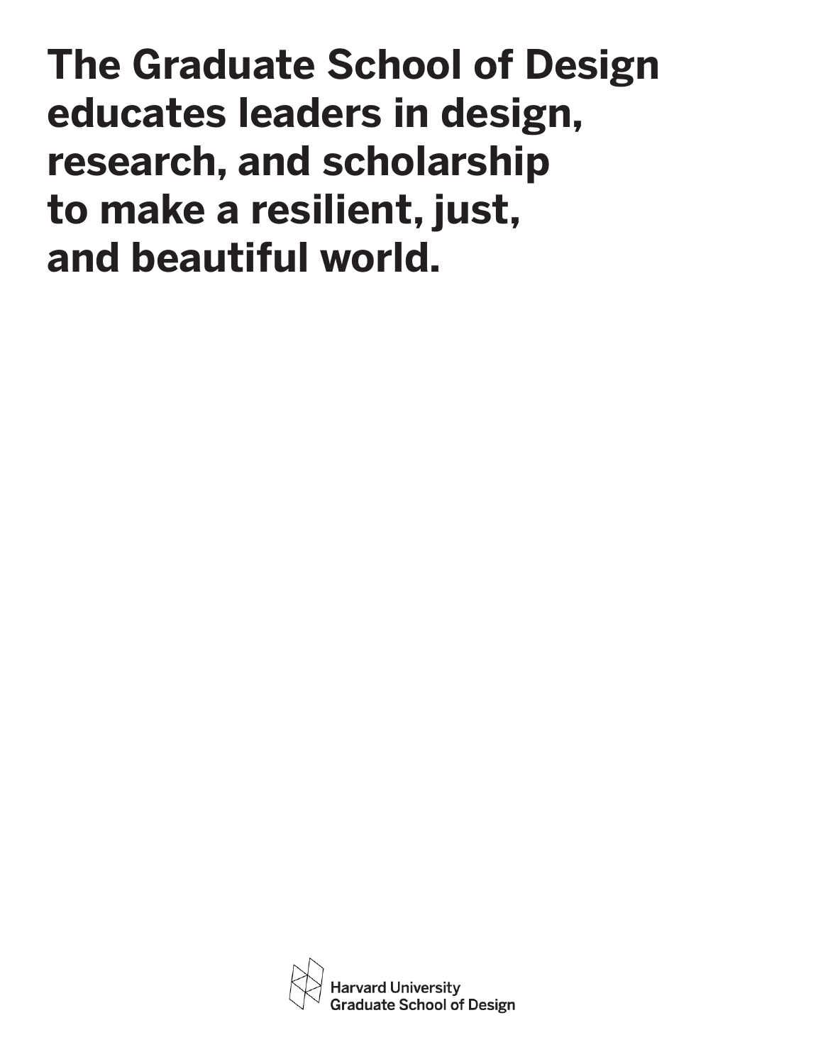**The Graduate School of Design educates leaders in design, research, and scholarship to make a resilient, just, and beautiful world.**

Harvard University
Graduate School of Design